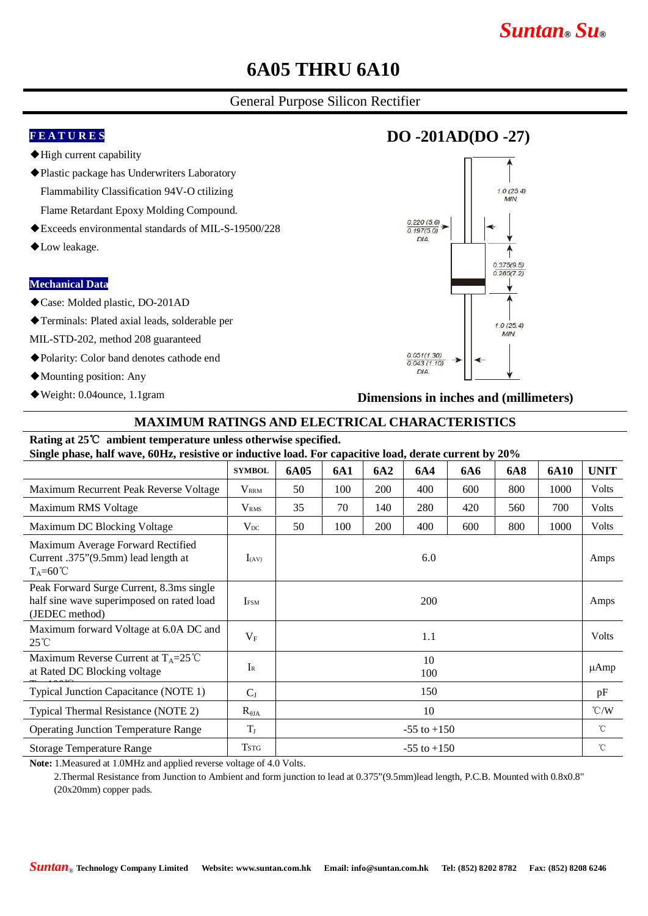Suntan® Su®

# 6A05 THRU 6A10

## General Purpose Silicon Rectifier

### FEATURES

- ◆High current capability
- ◆Plastic package has Underwriters Laboratory Flammability Classification 94V-O ctilizing Flame Retardant Epoxy Molding Compound.
- ◆Exceeds environmental standards of MIL-S-19500/228
- ◆Low leakage.

### Mechanical Data

- ◆Case: Molded plastic, DO-201AD
- ◆Terminals: Plated axial leads, solderable per MIL-STD-202, method 208 guaranteed
- ◆Polarity: Color band denotes cathode end
- ◆Mounting position: Any
- ◆Weight: 0.04ounce, 1.1gram

### DO -201AD(DO -27)

1.0 (25.4) MIN.

0.220 (5.6)
0.197(5.0)
DIA.

0.375(9.5)
0.285(7.2)

1.0 (25.4) MIN.

0.051(1.30)
0.043 (1.10)
DIA.

**Dimensions in inches and (millimeters)**

## MAXIMUM RATINGS AND ELECTRICAL CHARACTERISTICS

**Rating at 25℃ ambient temperature unless otherwise specified.**
**Single phase, half wave, 60Hz, resistive or inductive load. For capacitive load, derate current by 20%**

| | SYMBOL | 6A05 | 6A1 | 6A2 | 6A4 | 6A6 | 6A8 | 6A10 | UNIT |
|---|---|---|---|---|---|---|---|---|---|
| Maximum Recurrent Peak Reverse Voltage | $V_{RRM}$ | 50 | 100 | 200 | 400 | 600 | 800 | 1000 | Volts |
| Maximum RMS Voltage | $V_{RMS}$ | 35 | 70 | 140 | 280 | 420 | 560 | 700 | Volts |
| Maximum DC Blocking Voltage | $V_{DC}$ | 50 | 100 | 200 | 400 | 600 | 800 | 1000 | Volts |
| Maximum Average Forward Rectified Current .375"(9.5mm) lead length at $T_A$=60℃ | $I_{(AV)}$ | 6.0 | | | | | | | Amps |
| Peak Forward Surge Current, 8.3ms single half sine wave superimposed on rated load (JEDEC method) | $I_{FSM}$ | 200 | | | | | | | Amps |
| Maximum forward Voltage at 6.0A DC and 25℃ | $V_F$ | 1.1 | | | | | | | Volts |
| Maximum Reverse Current at $T_A$=25℃ at Rated DC Blocking voltage $T_A$=100℃ | $I_R$ | 10<br>100 | | | | | | | μAmp |
| Typical Junction Capacitance (NOTE 1) | $C_J$ | 150 | | | | | | | pF |
| Typical Thermal Resistance (NOTE 2) | $R_{\theta JA}$ | 10 | | | | | | | ℃/W |
| Operating Junction Temperature Range | $T_J$ | -55 to +150 | | | | | | | ℃ |
| Storage Temperature Range | $T_{STG}$ | -55 to +150 | | | | | | | ℃ |

**Note:** 1.Measured at 1.0MHz and applied reverse voltage of 4.0 Volts.

2.Thermal Resistance from Junction to Ambient and form junction to lead at 0.375"(9.5mm)lead length, P.C.B. Mounted with 0.8x0.8" (20x20mm) copper pads.

Suntan® Technology Company Limited Website: www.suntan.com.hk Email: info@suntan.com.hk Tel: (852) 8202 8782 Fax: (852) 8208 6246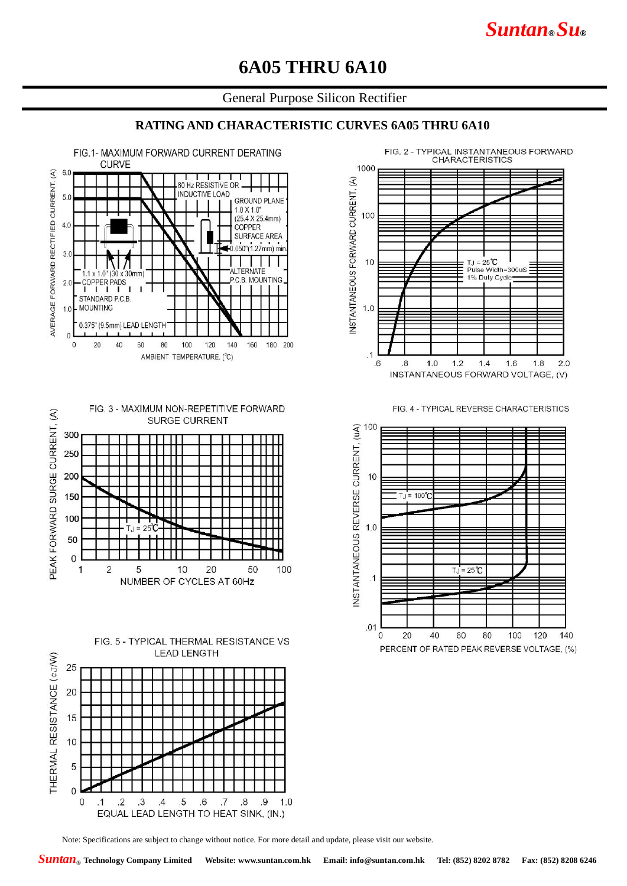# 6A05 THRU 6A10

General Purpose Silicon Rectifier

## RATING AND CHARACTERISTIC CURVES 6A05 THRU 6A10

FIG.1- MAXIMUM FORWARD CURRENT DERATING CURVE

AVERAGE FORWARD RECTIFIED CURRENT, (A)

6.0
5.0
4.0
3.0
2.0
1.0
0

0 20 40 60 80 100 120 140 160 180 200

AMBIENT TEMPERATURE, (°C)

60 Hz RESISTIVE OR INDUCTIVE LOAD

GROUND PLANE 1.0 X 1.0" (25.4 X 25.4mm) COPPER SURFACE AREA

0.050"(1.27mm) min.

ALTERNATE P.C.B. MOUNTING

1.1 x 1.0" (30 x 30mm) COPPER PADS

STANDARD P.C.B. MOUNTING

0.375" (9.5mm) LEAD LENGTH

FIG. 2 - TYPICAL INSTANTANEOUS FORWARD CHARACTERISTICS

INSTANTANEOUS FORWARD CURRENT, (A)

1000
100
10
1.0
.1

.6 .8 1.0 1.2 1.4 1.6 1.8 2.0

INSTANTANEOUS FORWARD VOLTAGE, (V)

TJ = 25℃
Pulse Width=300uS
1% Duty Cycle

FIG. 3 - MAXIMUM NON-REPETITIVE FORWARD SURGE CURRENT

PEAK FORWARD SURGE CURRENT, (A)

300
250
200
150
100
50
0

1 2 5 10 20 50 100

NUMBER OF CYCLES AT 60Hz

TJ = 25℃

FIG. 4 - TYPICAL REVERSE CHARACTERISTICS

INSTANTANEOUS REVERSE CURRENT, (uA)

100
10
1.0
.1
.01

0 20 40 60 80 100 120 140

PERCENT OF RATED PEAK REVERSE VOLTAGE, (%)

TJ = 100℃

TJ = 25℃

FIG. 5 - TYPICAL THERMAL RESISTANCE VS LEAD LENGTH

THERMAL RESISTANCE (℃/W)

25
20
15
10
5
0

0 .1 .2 .3 .4 .5 .6 .7 .8 .9 1.0

EQUAL LEAD LENGTH TO HEAT SINK, (IN.)

Note: Specifications are subject to change without notice. For more detail and update, please visit our website.

**Suntan® Technology Company Limited** **Website: www.suntan.com.hk** **Email: info@suntan.com.hk** **Tel: (852) 8202 8782** **Fax: (852) 8208 6246**